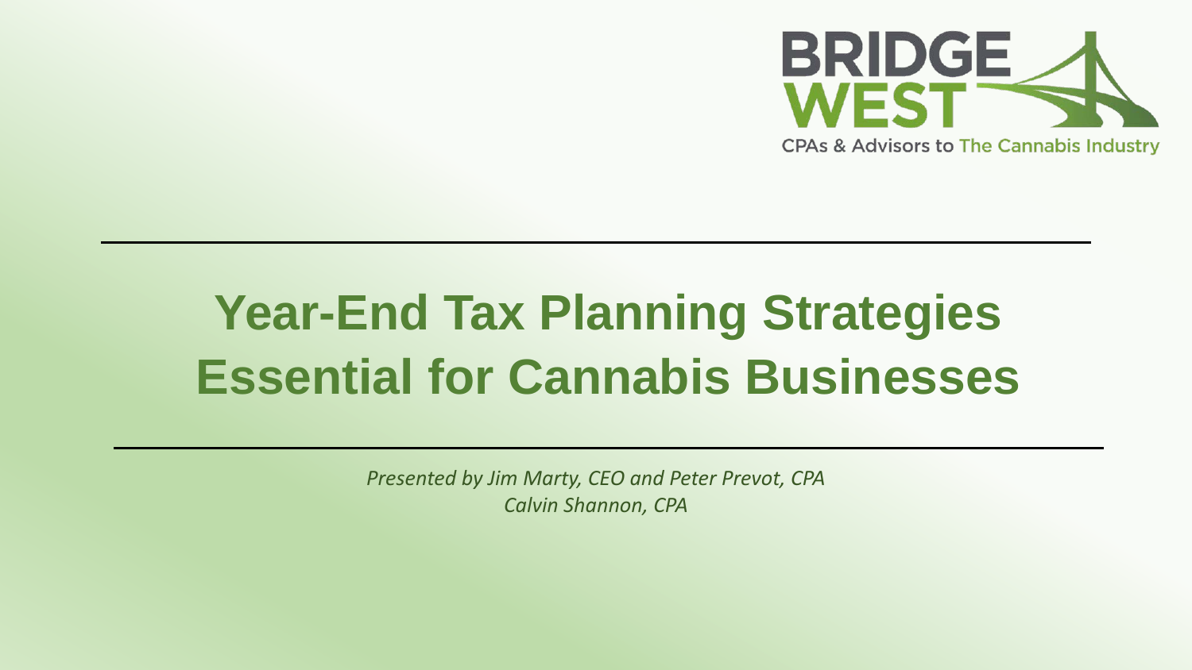BRIDGE WEST

CPAs & Advisors to The Cannabis Industry

# Year-End Tax Planning Strategies Essential for Cannabis Businesses

*Presented by Jim Marty, CEO and Peter Prevot, CPA*
*Calvin Shannon, CPA*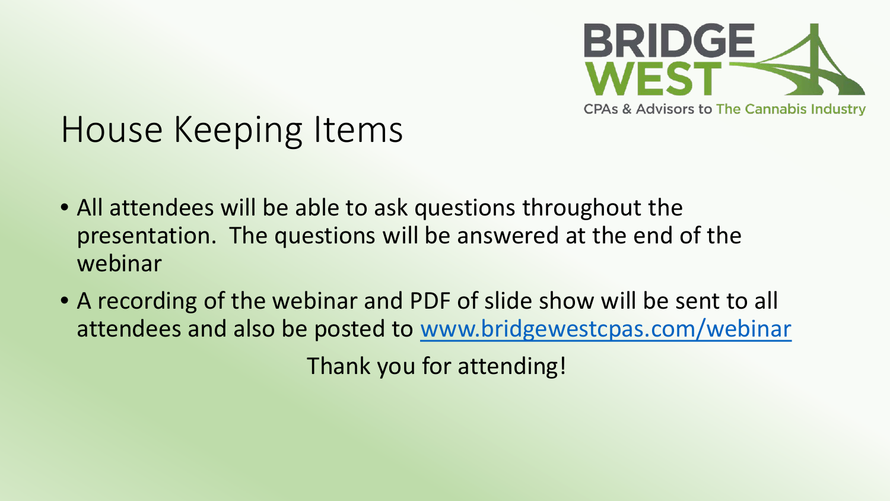BRIDGE WEST
CPAs & Advisors to The Cannabis Industry

# House Keeping Items

- All attendees will be able to ask questions throughout the presentation. The questions will be answered at the end of the webinar
- A recording of the webinar and PDF of slide show will be sent to all attendees and also be posted to [www.bridgewestcpas.com/webinar](http://www.bridgewestcpas.com/webinar)

Thank you for attending!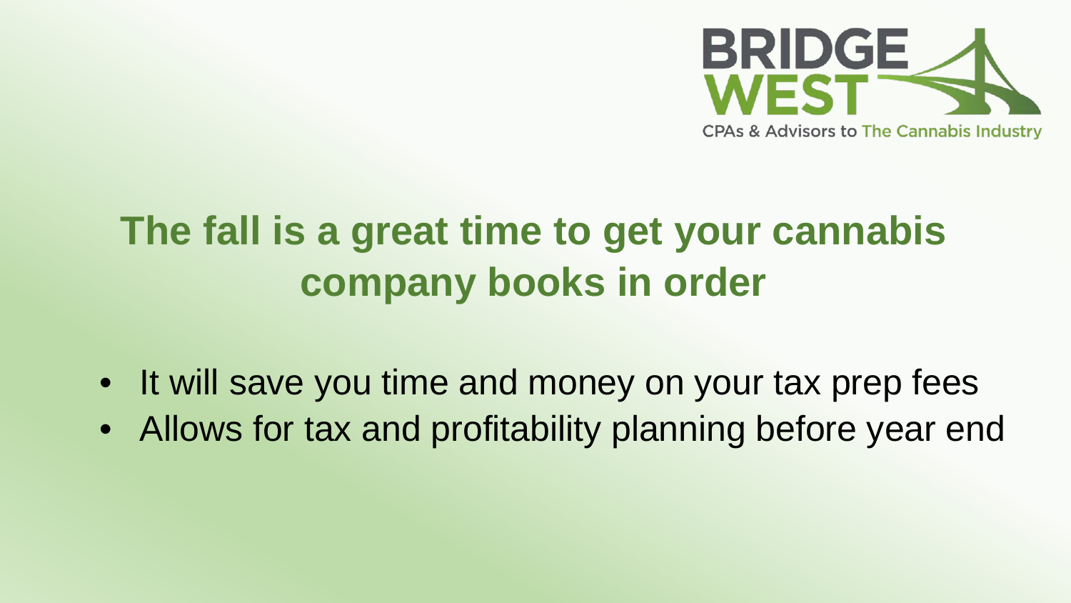## The fall is a great time to get your cannabis company books in order

- It will save you time and money on your tax prep fees
- Allows for tax and profitability planning before year end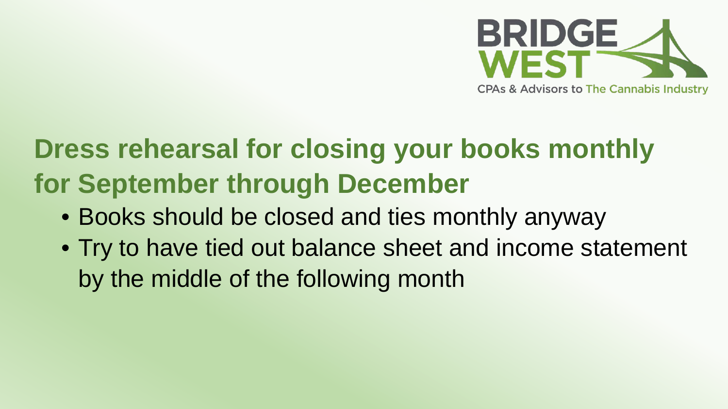## Dress rehearsal for closing your books monthly for September through December

- Books should be closed and ties monthly anyway
- Try to have tied out balance sheet and income statement by the middle of the following month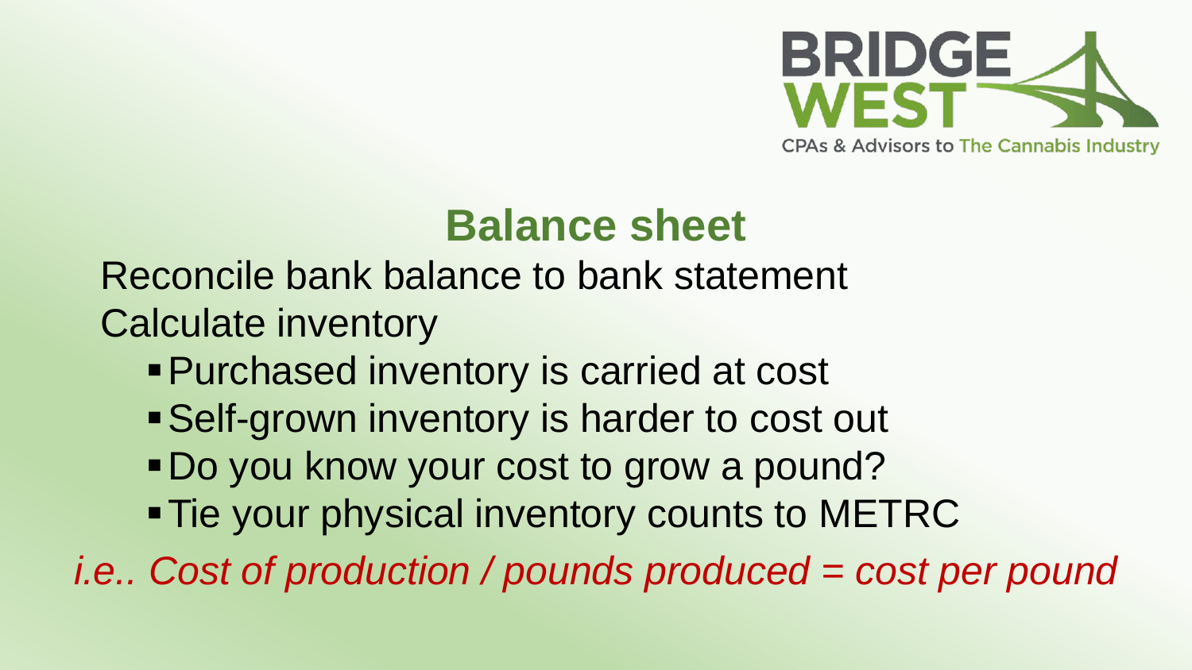## Balance sheet

Reconcile bank balance to bank statement

Calculate inventory

- Purchased inventory is carried at cost
- Self-grown inventory is harder to cost out
- Do you know your cost to grow a pound?
- Tie your physical inventory counts to METRC

*i.e.. Cost of production / pounds produced = cost per pound*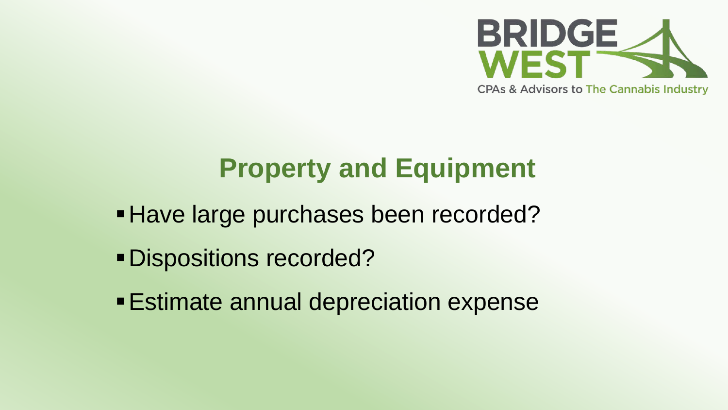## Property and Equipment

- Have large purchases been recorded?
- Dispositions recorded?
- Estimate annual depreciation expense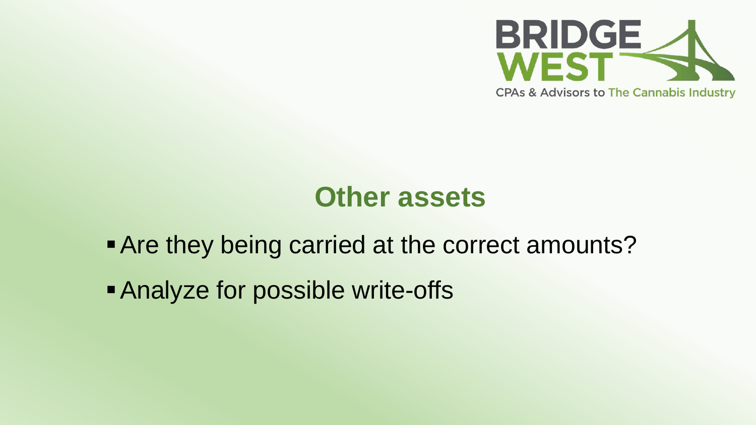## Other assets

- Are they being carried at the correct amounts?
- Analyze for possible write-offs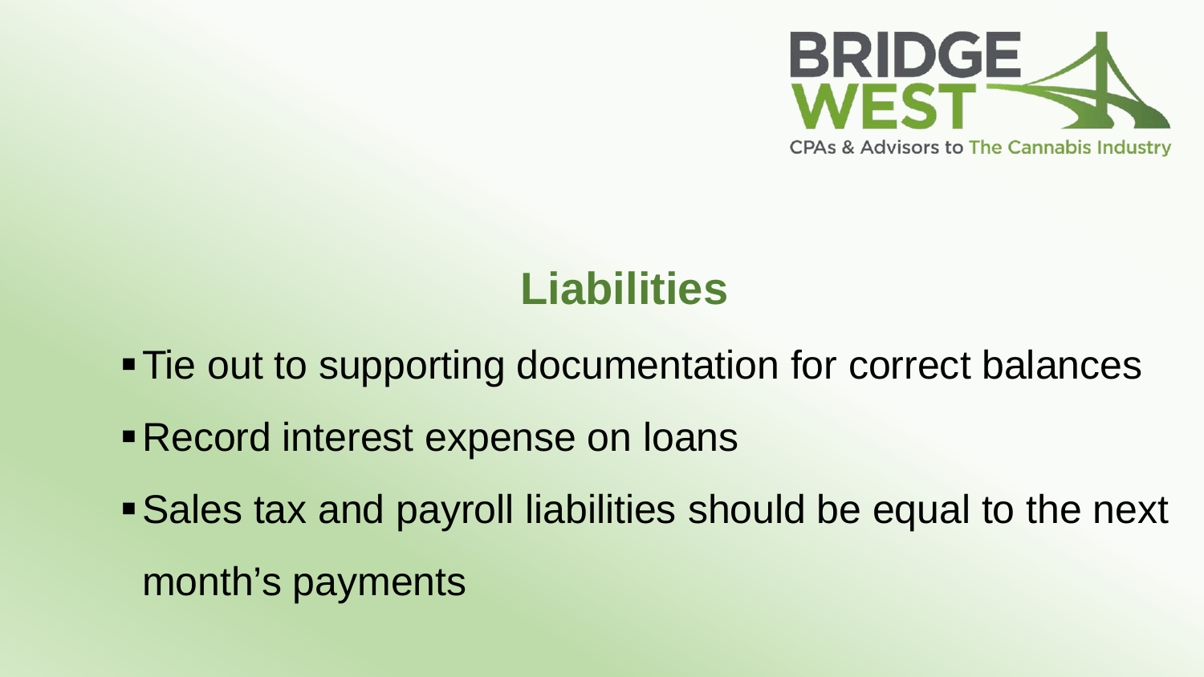# Liabilities

- Tie out to supporting documentation for correct balances
- Record interest expense on loans
- Sales tax and payroll liabilities should be equal to the next month's payments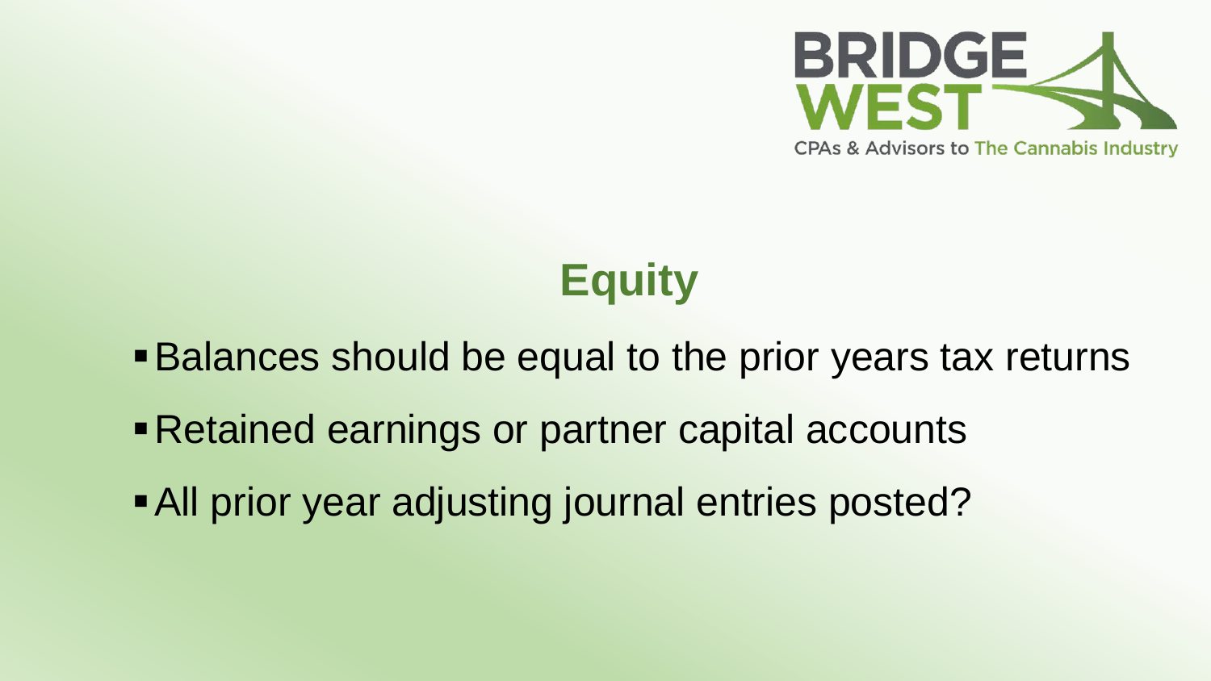# Equity

- Balances should be equal to the prior years tax returns
- Retained earnings or partner capital accounts
- All prior year adjusting journal entries posted?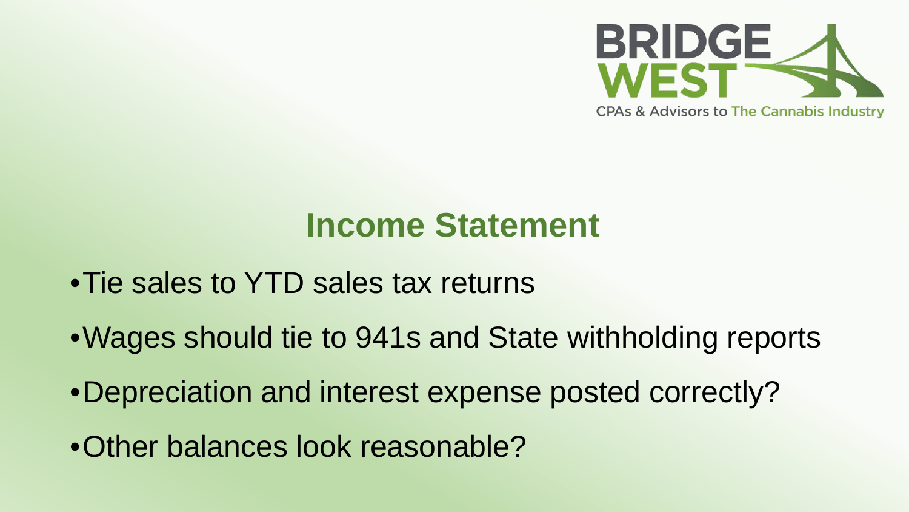# Income Statement

- Tie sales to YTD sales tax returns
- Wages should tie to 941s and State withholding reports
- Depreciation and interest expense posted correctly?
- Other balances look reasonable?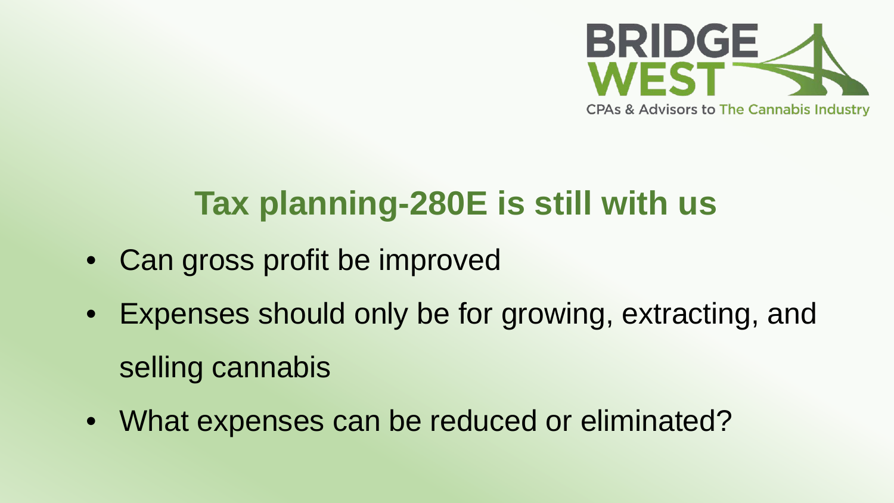# Tax planning-280E is still with us

- Can gross profit be improved
- Expenses should only be for growing, extracting, and selling cannabis
- What expenses can be reduced or eliminated?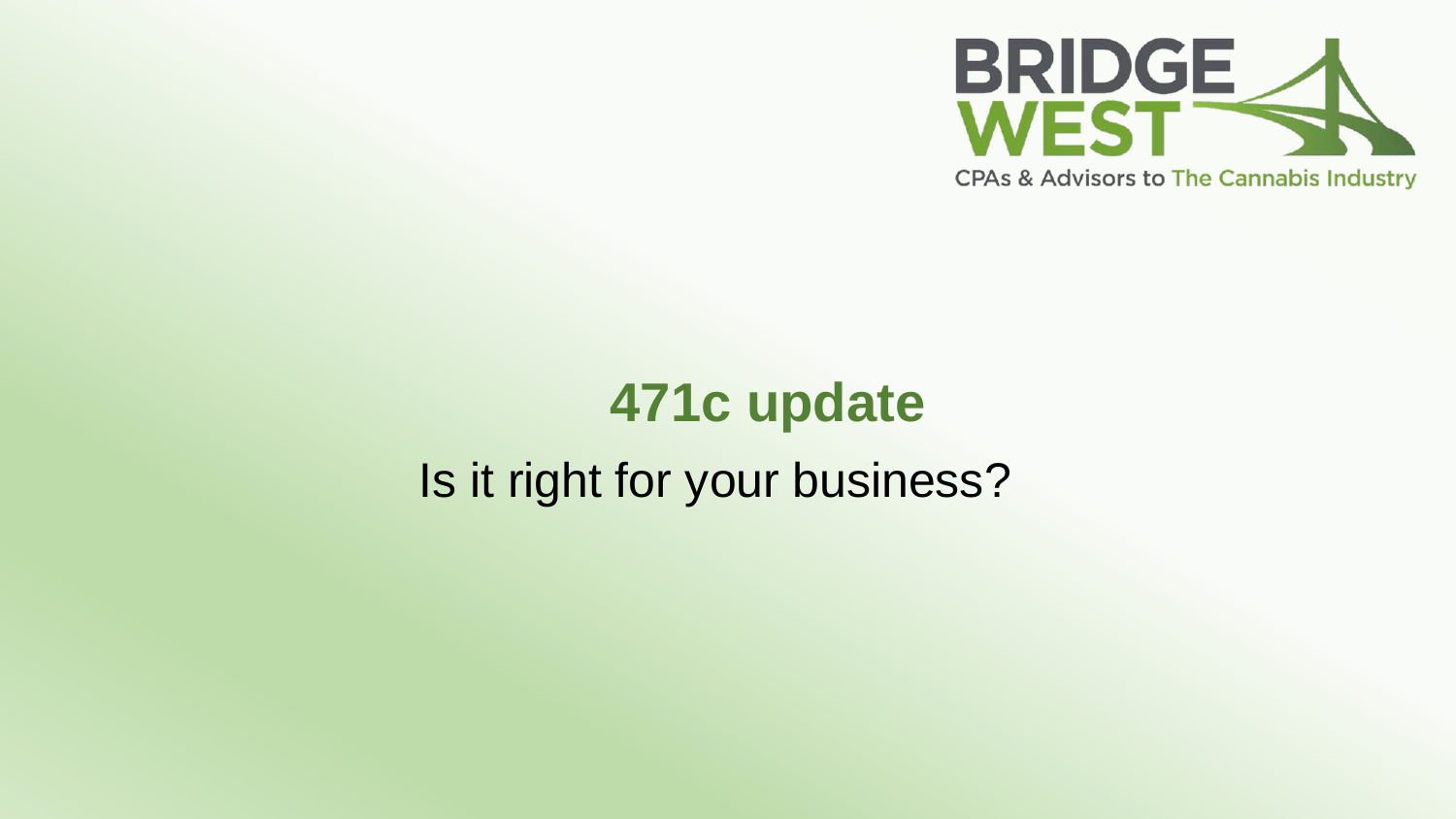BRIDGE WEST

CPAs & Advisors to The Cannabis Industry

# 471c update

Is it right for your business?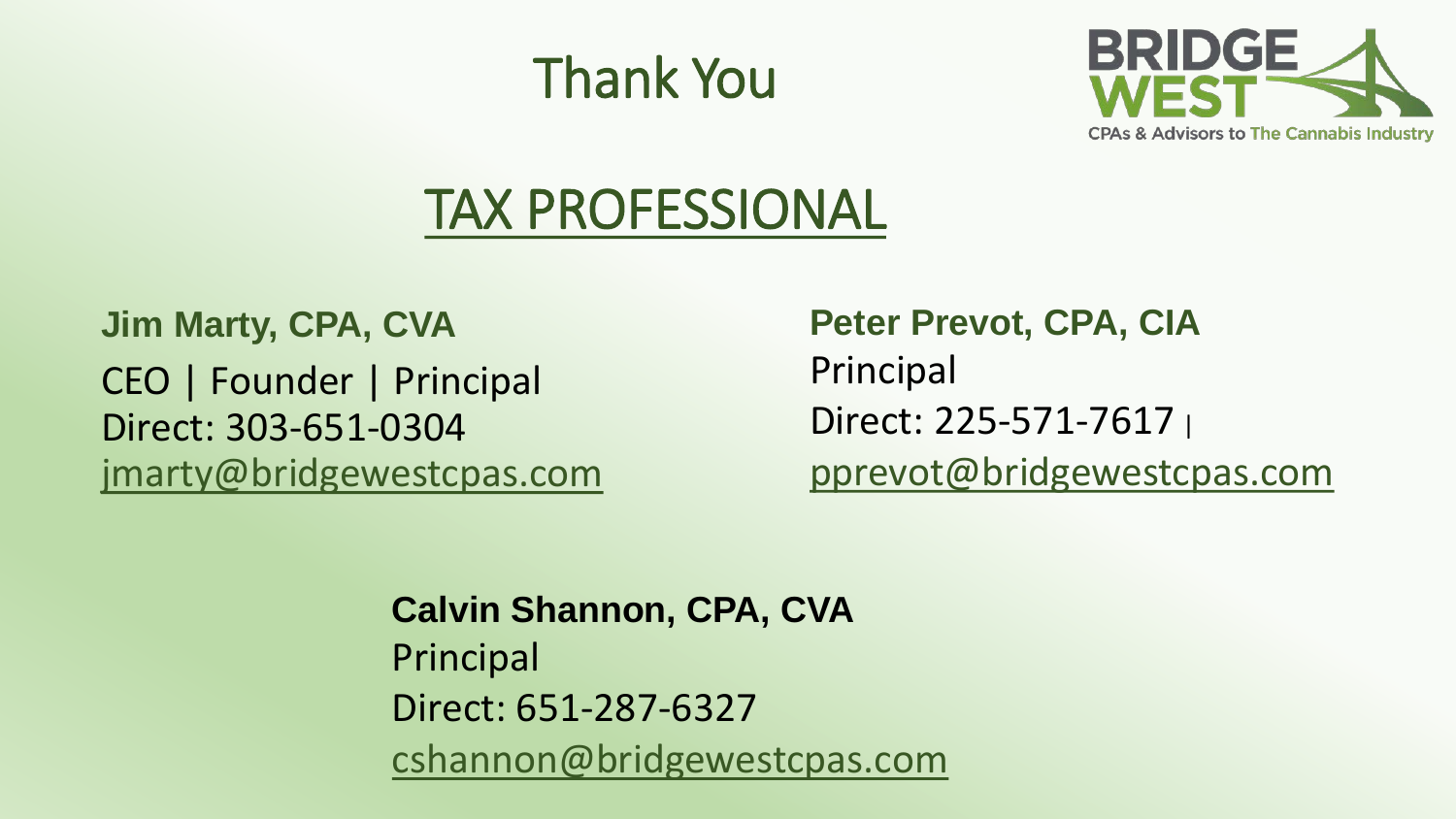# Thank You

BRIDGE WEST

CPAs & Advisors to The Cannabis Industry

## TAX PROFESSIONAL

**Jim Marty, CPA, CVA**
CEO | Founder | Principal
Direct: 303-651-0304
jmarty@bridgewestcpas.com

**Peter Prevot, CPA, CIA**
Principal
Direct: 225-571-7617 |
pprevot@bridgewestcpas.com

**Calvin Shannon, CPA, CVA**
Principal
Direct: 651-287-6327
cshannon@bridgewestcpas.com